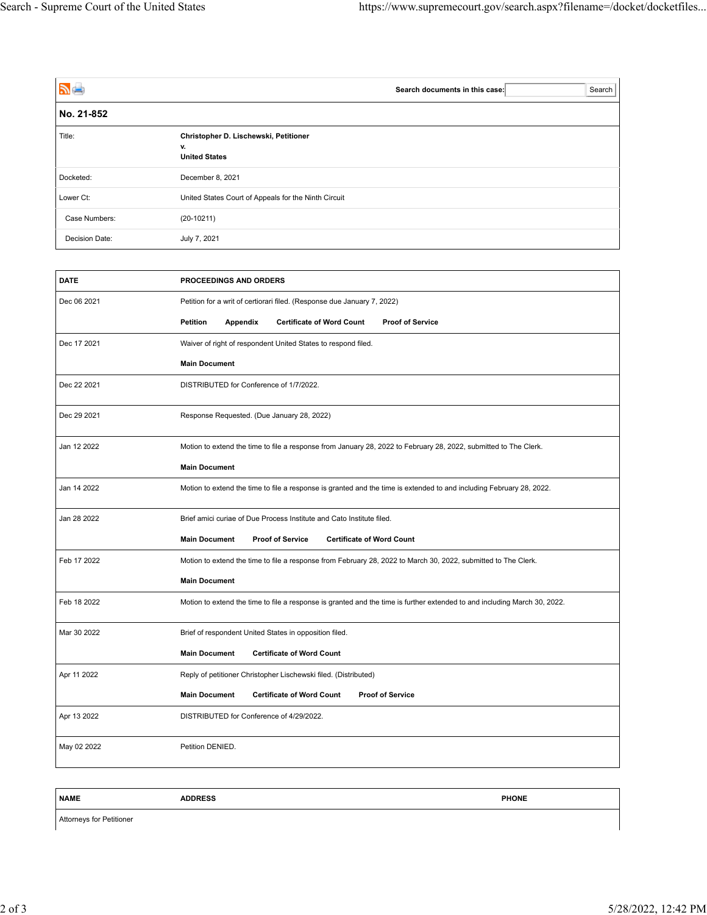Search documents in this case: Search

**No. 21-852**

| | |
|---|---|
| Title: | **Christopher D. Lischewski, Petitioner**<br>**v.**<br>**United States** |
| Docketed: | December 8, 2021 |
| Lower Ct: | United States Court of Appeals for the Ninth Circuit |
| Case Numbers: | (20-10211) |
| Decision Date: | July 7, 2021 |

| DATE | PROCEEDINGS AND ORDERS |
|---|---|
| Dec 06 2021 | Petition for a writ of certiorari filed. (Response due January 7, 2022)<br>**Petition** **Appendix** **Certificate of Word Count** **Proof of Service** |
| Dec 17 2021 | Waiver of right of respondent United States to respond filed.<br>**Main Document** |
| Dec 22 2021 | DISTRIBUTED for Conference of 1/7/2022. |
| Dec 29 2021 | Response Requested. (Due January 28, 2022) |
| Jan 12 2022 | Motion to extend the time to file a response from January 28, 2022 to February 28, 2022, submitted to The Clerk.<br>**Main Document** |
| Jan 14 2022 | Motion to extend the time to file a response is granted and the time is extended to and including February 28, 2022. |
| Jan 28 2022 | Brief amici curiae of Due Process Institute and Cato Institute filed.<br>**Main Document** **Proof of Service** **Certificate of Word Count** |
| Feb 17 2022 | Motion to extend the time to file a response from February 28, 2022 to March 30, 2022, submitted to The Clerk.<br>**Main Document** |
| Feb 18 2022 | Motion to extend the time to file a response is granted and the time is further extended to and including March 30, 2022. |
| Mar 30 2022 | Brief of respondent United States in opposition filed.<br>**Main Document** **Certificate of Word Count** |
| Apr 11 2022 | Reply of petitioner Christopher Lischewski filed. (Distributed)<br>**Main Document** **Certificate of Word Count** **Proof of Service** |
| Apr 13 2022 | DISTRIBUTED for Conference of 4/29/2022. |
| May 02 2022 | Petition DENIED. |

| NAME | ADDRESS | PHONE |
|---|---|---|
| Attorneys for Petitioner | | |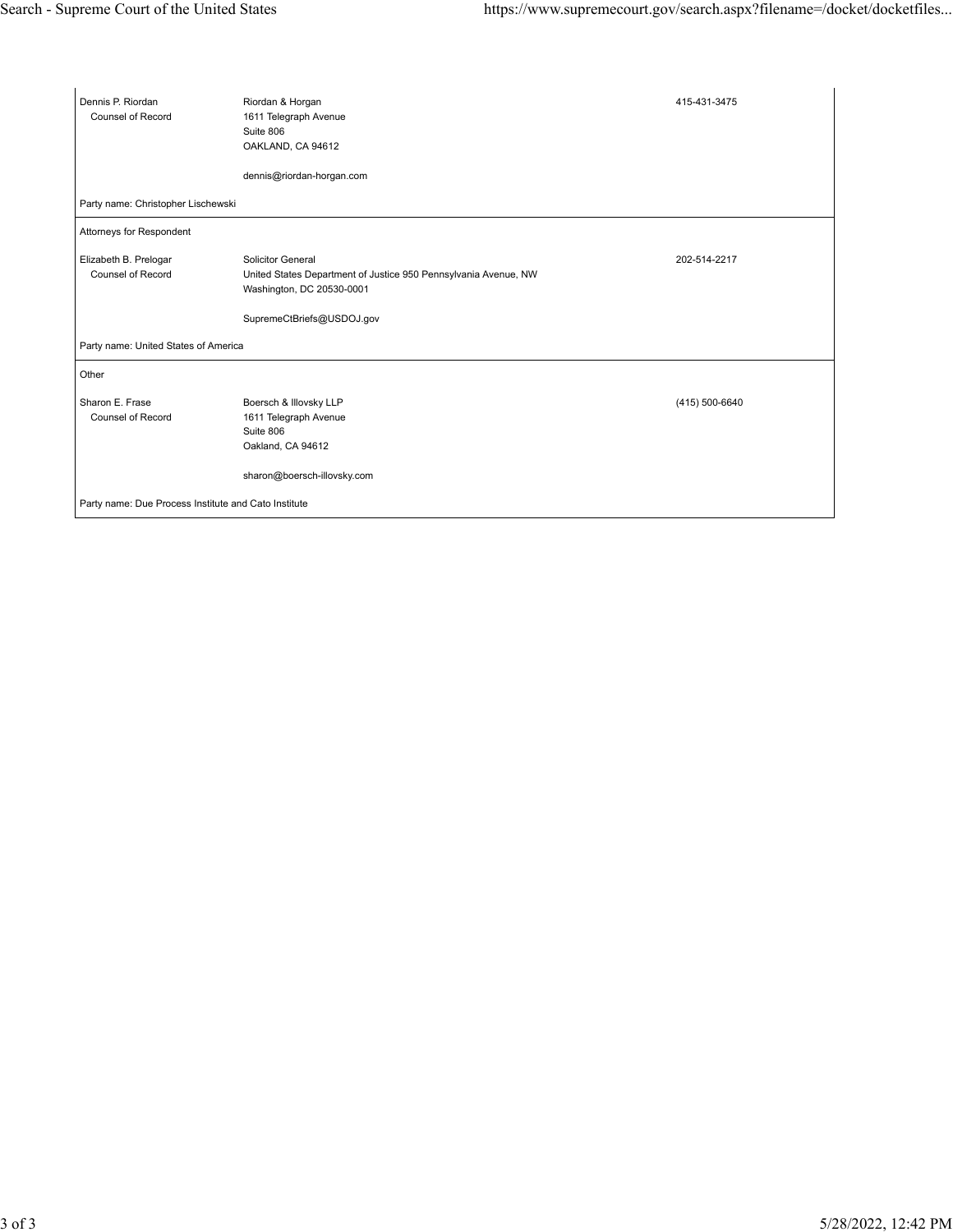| | | |
|---|---|---|
| Dennis P. Riordan<br>Counsel of Record | Riordan & Horgan<br>1611 Telegraph Avenue<br>Suite 806<br>OAKLAND, CA 94612<br><br>dennis@riordan-horgan.com | 415-431-3475 |
| Party name: Christopher Lischewski | | |
| **Attorneys for Respondent** | | |
| Elizabeth B. Prelogar<br>Counsel of Record | Solicitor General<br>United States Department of Justice 950 Pennsylvania Avenue, NW<br>Washington, DC 20530-0001<br><br>SupremeCtBriefs@USDOJ.gov | 202-514-2217 |
| Party name: United States of America | | |
| **Other** | | |
| Sharon E. Frase<br>Counsel of Record | Boersch & Illovsky LLP<br>1611 Telegraph Avenue<br>Suite 806<br>Oakland, CA 94612<br><br>sharon@boersch-illovsky.com | (415) 500-6640 |
| Party name: Due Process Institute and Cato Institute | | |